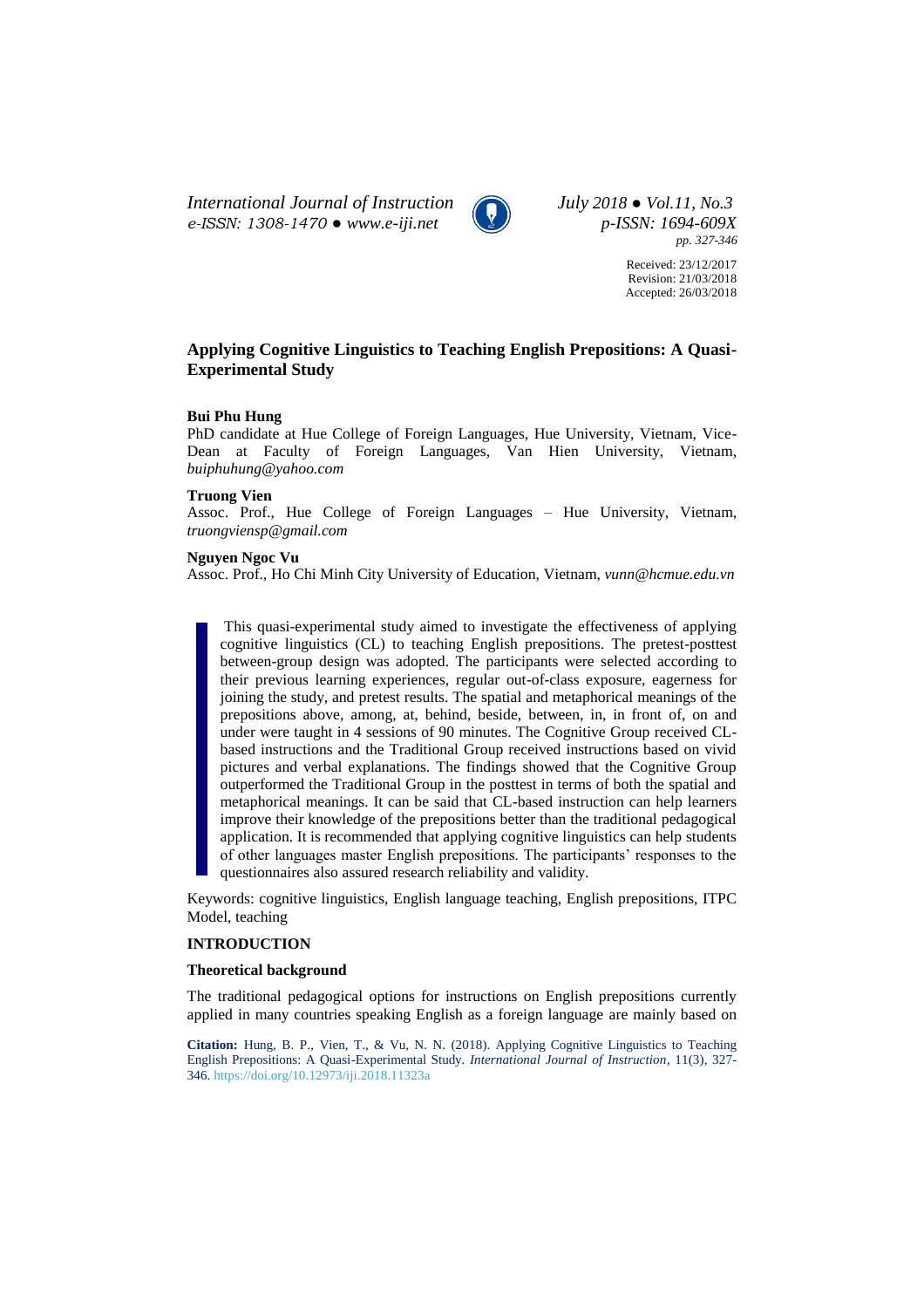Received: 23/12/2017
Revision: 21/03/2018
Accepted: 26/03/2018

# Applying Cognitive Linguistics to Teaching English Prepositions: A Quasi-Experimental Study

**Bui Phu Hung**
PhD candidate at Hue College of Foreign Languages, Hue University, Vietnam, Vice-Dean at Faculty of Foreign Languages, Van Hien University, Vietnam, *buiphuhung@yahoo.com*

**Truong Vien**
Assoc. Prof., Hue College of Foreign Languages – Hue University, Vietnam, *truongviensp@gmail.com*

**Nguyen Ngoc Vu**
Assoc. Prof., Ho Chi Minh City University of Education, Vietnam, *vunn@hcmue.edu.vn*

> This quasi-experimental study aimed to investigate the effectiveness of applying cognitive linguistics (CL) to teaching English prepositions. The pretest-posttest between-group design was adopted. The participants were selected according to their previous learning experiences, regular out-of-class exposure, eagerness for joining the study, and pretest results. The spatial and metaphorical meanings of the prepositions above, among, at, behind, beside, between, in, in front of, on and under were taught in 4 sessions of 90 minutes. The Cognitive Group received CL-based instructions and the Traditional Group received instructions based on vivid pictures and verbal explanations. The findings showed that the Cognitive Group outperformed the Traditional Group in the posttest in terms of both the spatial and metaphorical meanings. It can be said that CL-based instruction can help learners improve their knowledge of the prepositions better than the traditional pedagogical application. It is recommended that applying cognitive linguistics can help students of other languages master English prepositions. The participants' responses to the questionnaires also assured research reliability and validity.

Keywords: cognitive linguistics, English language teaching, English prepositions, ITPC Model, teaching

## INTRODUCTION

### Theoretical background

The traditional pedagogical options for instructions on English prepositions currently applied in many countries speaking English as a foreign language are mainly based on

**Citation:** Hung, B. P., Vien, T., & Vu, N. N. (2018). Applying Cognitive Linguistics to Teaching English Prepositions: A Quasi-Experimental Study. *International Journal of Instruction*, 11(3), 327-346. https://doi.org/10.12973/iji.2018.11323a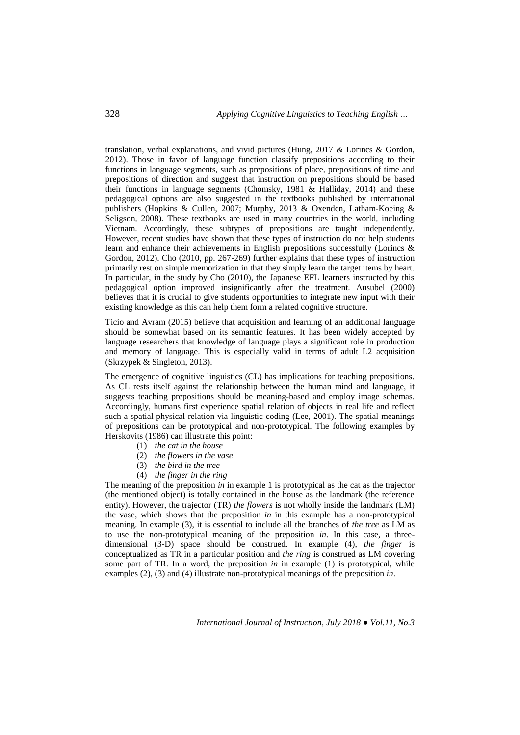translation, verbal explanations, and vivid pictures (Hung, 2017 & Lorincs & Gordon, 2012). Those in favor of language function classify prepositions according to their functions in language segments, such as prepositions of place, prepositions of time and prepositions of direction and suggest that instruction on prepositions should be based their functions in language segments (Chomsky, 1981 & Halliday, 2014) and these pedagogical options are also suggested in the textbooks published by international publishers (Hopkins & Cullen, 2007; Murphy, 2013 & Oxenden, Latham-Koeing & Seligson, 2008). These textbooks are used in many countries in the world, including Vietnam. Accordingly, these subtypes of prepositions are taught independently. However, recent studies have shown that these types of instruction do not help students learn and enhance their achievements in English prepositions successfully (Lorincs & Gordon, 2012). Cho (2010, pp. 267-269) further explains that these types of instruction primarily rest on simple memorization in that they simply learn the target items by heart. In particular, in the study by Cho (2010), the Japanese EFL learners instructed by this pedagogical option improved insignificantly after the treatment. Ausubel (2000) believes that it is crucial to give students opportunities to integrate new input with their existing knowledge as this can help them form a related cognitive structure.

Ticio and Avram (2015) believe that acquisition and learning of an additional language should be somewhat based on its semantic features. It has been widely accepted by language researchers that knowledge of language plays a significant role in production and memory of language. This is especially valid in terms of adult L2 acquisition (Skrzypek & Singleton, 2013).

The emergence of cognitive linguistics (CL) has implications for teaching prepositions. As CL rests itself against the relationship between the human mind and language, it suggests teaching prepositions should be meaning-based and employ image schemas. Accordingly, humans first experience spatial relation of objects in real life and reflect such a spatial physical relation via linguistic coding (Lee, 2001). The spatial meanings of prepositions can be prototypical and non-prototypical. The following examples by Herskovits (1986) can illustrate this point:

(1) *the cat in the house*
(2) *the flowers in the vase*
(3) *the bird in the tree*
(4) *the finger in the ring*

The meaning of the preposition *in* in example 1 is prototypical as the cat as the trajector (the mentioned object) is totally contained in the house as the landmark (the reference entity). However, the trajector (TR) *the flowers* is not wholly inside the landmark (LM) the vase, which shows that the preposition *in* in this example has a non-prototypical meaning. In example (3), it is essential to include all the branches of *the tree* as LM as to use the non-prototypical meaning of the preposition *in*. In this case, a three-dimensional (3-D) space should be construed. In example (4), *the finger* is conceptualized as TR in a particular position and *the ring* is construed as LM covering some part of TR. In a word, the preposition *in* in example (1) is prototypical, while examples (2), (3) and (4) illustrate non-prototypical meanings of the preposition *in*.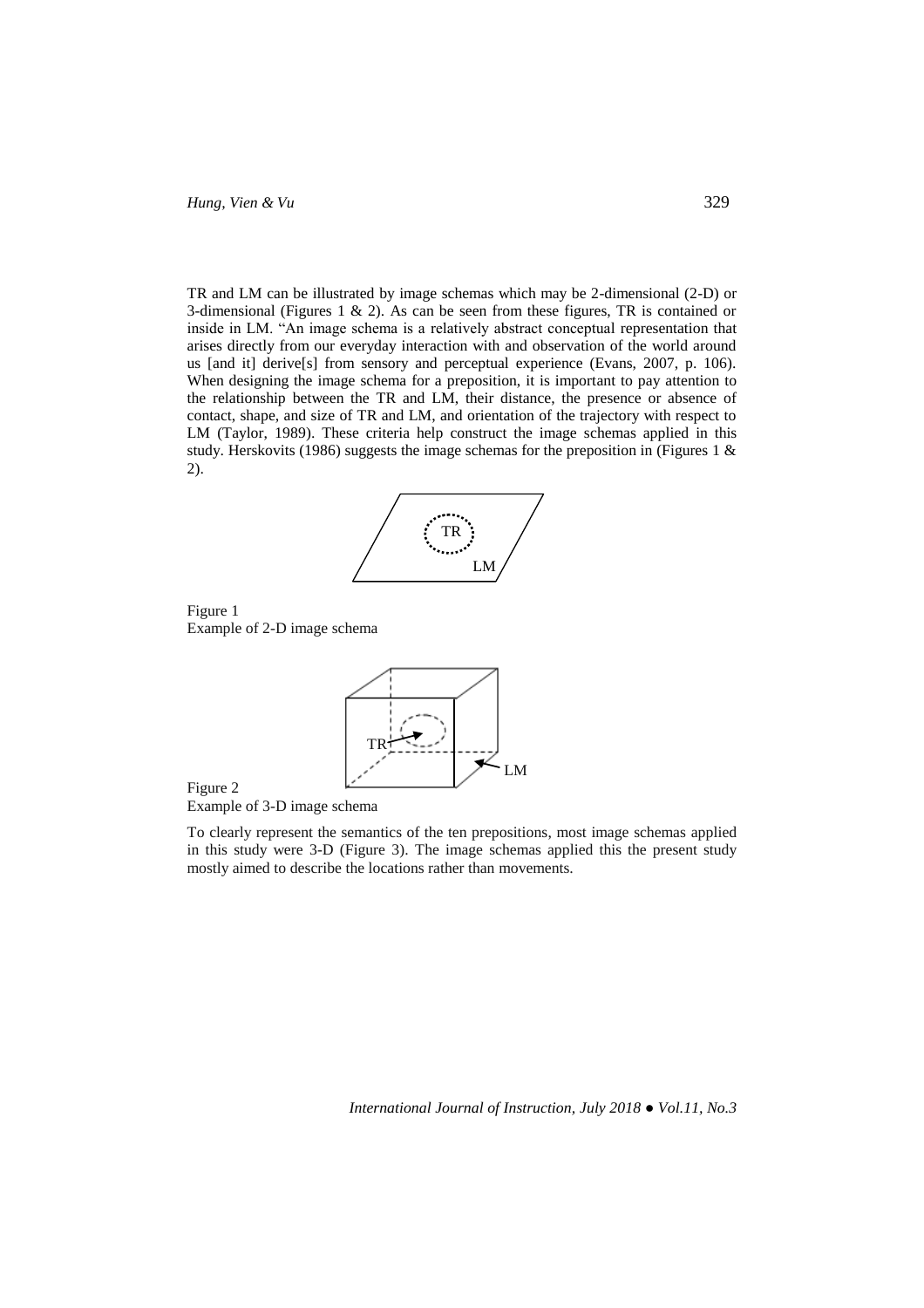TR and LM can be illustrated by image schemas which may be 2-dimensional (2-D) or 3-dimensional (Figures 1 & 2). As can be seen from these figures, TR is contained or inside in LM. "An image schema is a relatively abstract conceptual representation that arises directly from our everyday interaction with and observation of the world around us [and it] derive[s] from sensory and perceptual experience (Evans, 2007, p. 106). When designing the image schema for a preposition, it is important to pay attention to the relationship between the TR and LM, their distance, the presence or absence of contact, shape, and size of TR and LM, and orientation of the trajectory with respect to LM (Taylor, 1989). These criteria help construct the image schemas applied in this study. Herskovits (1986) suggests the image schemas for the preposition in (Figures 1 & 2).

Figure 1
Example of 2-D image schema

Figure 2
Example of 3-D image schema

To clearly represent the semantics of the ten prepositions, most image schemas applied in this study were 3-D (Figure 3). The image schemas applied this the present study mostly aimed to describe the locations rather than movements.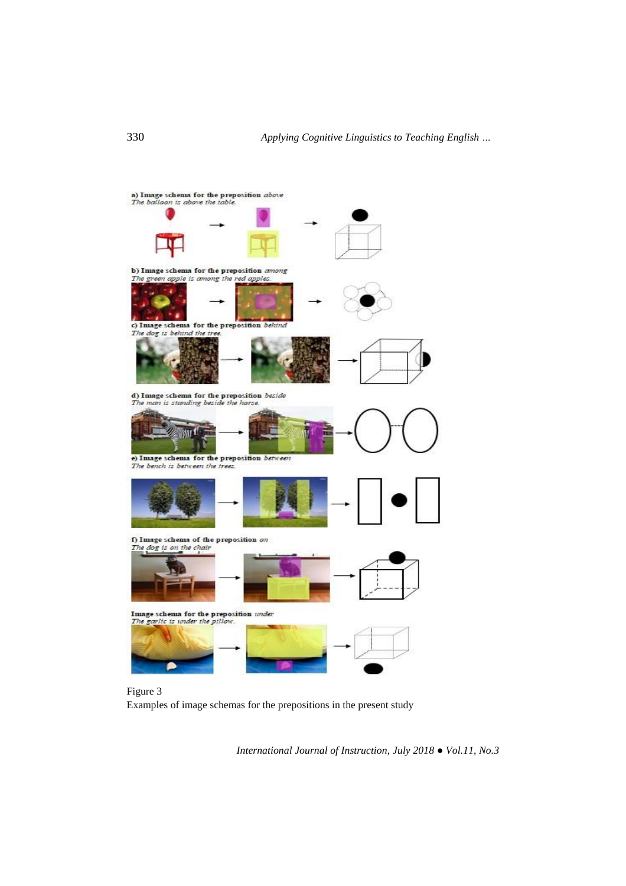a) Image schema for the preposition *above*
*The balloon is above the table.*

b) Image schema for the preposition *among*
*The green apple is among the red apples.*

c) Image schema for the preposition *behind*
*The dog is behind the tree.*

d) Image schema for the preposition *beside*
*The man is standing beside the horse.*

e) Image schema for the preposition *between*
*The bench is between the trees.*

f) Image schema of the preposition *on*
*The dog is on the chair*

Image schema for the preposition *under*
*The garlic is under the pillow.*

Figure 3
Examples of image schemas for the prepositions in the present study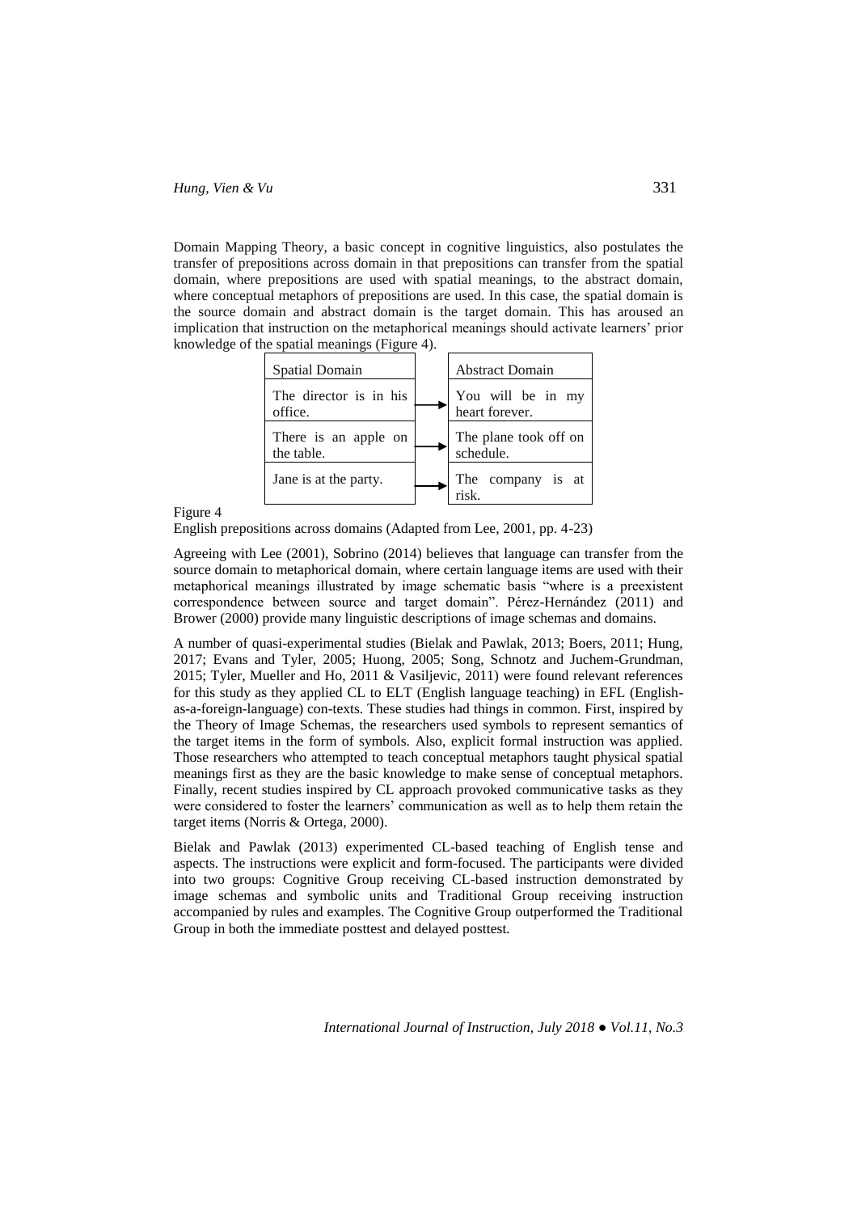Domain Mapping Theory, a basic concept in cognitive linguistics, also postulates the transfer of prepositions across domain in that prepositions can transfer from the spatial domain, where prepositions are used with spatial meanings, to the abstract domain, where conceptual metaphors of prepositions are used. In this case, the spatial domain is the source domain and abstract domain is the target domain. This has aroused an implication that instruction on the metaphorical meanings should activate learners' prior knowledge of the spatial meanings (Figure 4).

| Spatial Domain | | Abstract Domain |
|---|---|---|
| The director is in his office. | → | You will be in my heart forever. |
| There is an apple on the table. | → | The plane took off on schedule. |
| Jane is at the party. | → | The company is at risk. |

Figure 4

English prepositions across domains (Adapted from Lee, 2001, pp. 4-23)

Agreeing with Lee (2001), Sobrino (2014) believes that language can transfer from the source domain to metaphorical domain, where certain language items are used with their metaphorical meanings illustrated by image schematic basis "where is a preexistent correspondence between source and target domain". Pérez-Hernández (2011) and Brower (2000) provide many linguistic descriptions of image schemas and domains.

A number of quasi-experimental studies (Bielak and Pawlak, 2013; Boers, 2011; Hung, 2017; Evans and Tyler, 2005; Huong, 2005; Song, Schnotz and Juchem-Grundman, 2015; Tyler, Mueller and Ho, 2011 & Vasiljevic, 2011) were found relevant references for this study as they applied CL to ELT (English language teaching) in EFL (English-as-a-foreign-language) con-texts. These studies had things in common. First, inspired by the Theory of Image Schemas, the researchers used symbols to represent semantics of the target items in the form of symbols. Also, explicit formal instruction was applied. Those researchers who attempted to teach conceptual metaphors taught physical spatial meanings first as they are the basic knowledge to make sense of conceptual metaphors. Finally, recent studies inspired by CL approach provoked communicative tasks as they were considered to foster the learners' communication as well as to help them retain the target items (Norris & Ortega, 2000).

Bielak and Pawlak (2013) experimented CL-based teaching of English tense and aspects. The instructions were explicit and form-focused. The participants were divided into two groups: Cognitive Group receiving CL-based instruction demonstrated by image schemas and symbolic units and Traditional Group receiving instruction accompanied by rules and examples. The Cognitive Group outperformed the Traditional Group in both the immediate posttest and delayed posttest.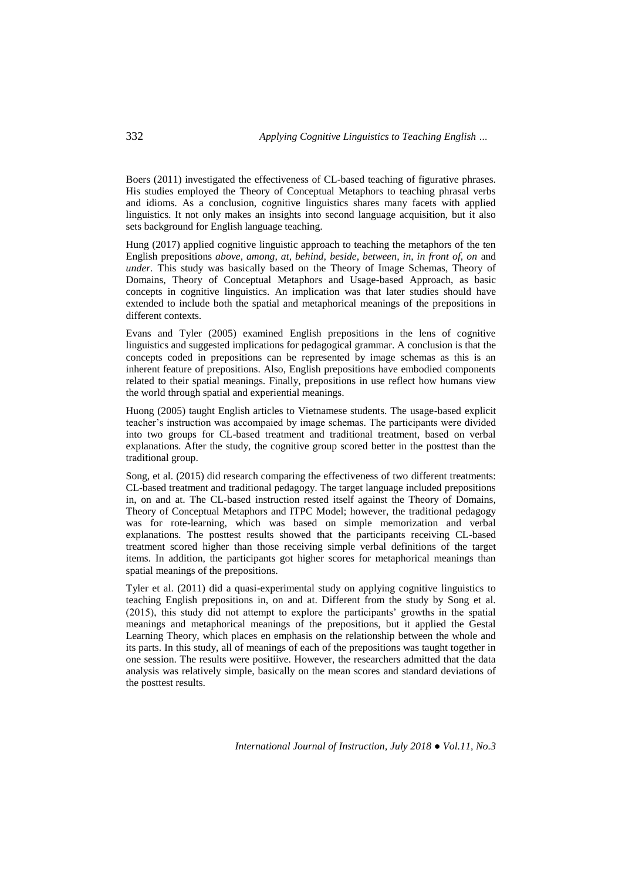Boers (2011) investigated the effectiveness of CL-based teaching of figurative phrases. His studies employed the Theory of Conceptual Metaphors to teaching phrasal verbs and idioms. As a conclusion, cognitive linguistics shares many facets with applied linguistics. It not only makes an insights into second language acquisition, but it also sets background for English language teaching.

Hung (2017) applied cognitive linguistic approach to teaching the metaphors of the ten English prepositions *above, among, at, behind, beside, between, in, in front of, on* and *under.* This study was basically based on the Theory of Image Schemas, Theory of Domains, Theory of Conceptual Metaphors and Usage-based Approach, as basic concepts in cognitive linguistics. An implication was that later studies should have extended to include both the spatial and metaphorical meanings of the prepositions in different contexts.

Evans and Tyler (2005) examined English prepositions in the lens of cognitive linguistics and suggested implications for pedagogical grammar. A conclusion is that the concepts coded in prepositions can be represented by image schemas as this is an inherent feature of prepositions. Also, English prepositions have embodied components related to their spatial meanings. Finally, prepositions in use reflect how humans view the world through spatial and experiential meanings.

Huong (2005) taught English articles to Vietnamese students. The usage-based explicit teacher's instruction was accompaied by image schemas. The participants were divided into two groups for CL-based treatment and traditional treatment, based on verbal explanations. After the study, the cognitive group scored better in the posttest than the traditional group.

Song, et al. (2015) did research comparing the effectiveness of two different treatments: CL-based treatment and traditional pedagogy. The target language included prepositions in, on and at. The CL-based instruction rested itself against the Theory of Domains, Theory of Conceptual Metaphors and ITPC Model; however, the traditional pedagogy was for rote-learning, which was based on simple memorization and verbal explanations. The posttest results showed that the participants receiving CL-based treatment scored higher than those receiving simple verbal definitions of the target items. In addition, the participants got higher scores for metaphorical meanings than spatial meanings of the prepositions.

Tyler et al. (2011) did a quasi-experimental study on applying cognitive linguistics to teaching English prepositions in, on and at. Different from the study by Song et al. (2015), this study did not attempt to explore the participants' growths in the spatial meanings and metaphorical meanings of the prepositions, but it applied the Gestal Learning Theory, which places en emphasis on the relationship between the whole and its parts. In this study, all of meanings of each of the prepositions was taught together in one session. The results were positiive. However, the researchers admitted that the data analysis was relatively simple, basically on the mean scores and standard deviations of the posttest results.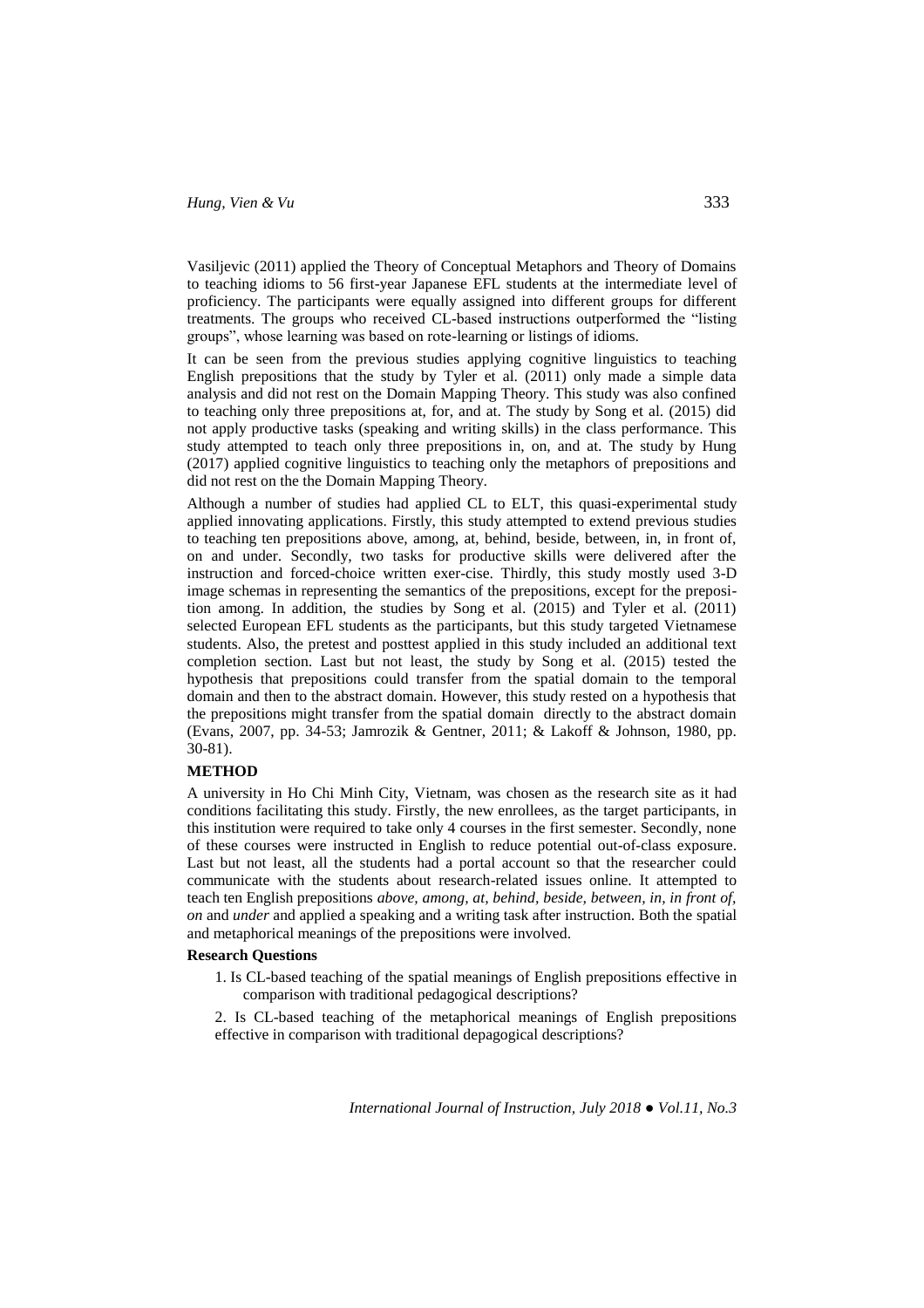Vasiljevic (2011) applied the Theory of Conceptual Metaphors and Theory of Domains to teaching idioms to 56 first-year Japanese EFL students at the intermediate level of proficiency. The participants were equally assigned into different groups for different treatments. The groups who received CL-based instructions outperformed the "listing groups", whose learning was based on rote-learning or listings of idioms.

It can be seen from the previous studies applying cognitive linguistics to teaching English prepositions that the study by Tyler et al. (2011) only made a simple data analysis and did not rest on the Domain Mapping Theory. This study was also confined to teaching only three prepositions at, for, and at. The study by Song et al. (2015) did not apply productive tasks (speaking and writing skills) in the class performance. This study attempted to teach only three prepositions in, on, and at. The study by Hung (2017) applied cognitive linguistics to teaching only the metaphors of prepositions and did not rest on the the Domain Mapping Theory.

Although a number of studies had applied CL to ELT, this quasi-experimental study applied innovating applications. Firstly, this study attempted to extend previous studies to teaching ten prepositions above, among, at, behind, beside, between, in, in front of, on and under. Secondly, two tasks for productive skills were delivered after the instruction and forced-choice written exer-cise. Thirdly, this study mostly used 3-D image schemas in representing the semantics of the prepositions, except for the preposi-tion among. In addition, the studies by Song et al. (2015) and Tyler et al. (2011) selected European EFL students as the participants, but this study targeted Vietnamese students. Also, the pretest and posttest applied in this study included an additional text completion section. Last but not least, the study by Song et al. (2015) tested the hypothesis that prepositions could transfer from the spatial domain to the temporal domain and then to the abstract domain. However, this study rested on a hypothesis that the prepositions might transfer from the spatial domain directly to the abstract domain (Evans, 2007, pp. 34-53; Jamrozik & Gentner, 2011; & Lakoff & Johnson, 1980, pp. 30-81).

## METHOD

A university in Ho Chi Minh City, Vietnam, was chosen as the research site as it had conditions facilitating this study. Firstly, the new enrollees, as the target participants, in this institution were required to take only 4 courses in the first semester. Secondly, none of these courses were instructed in English to reduce potential out-of-class exposure. Last but not least, all the students had a portal account so that the researcher could communicate with the students about research-related issues online. It attempted to teach ten English prepositions *above, among, at, behind, beside, between, in, in front of, on* and *under* and applied a speaking and a writing task after instruction. Both the spatial and metaphorical meanings of the prepositions were involved.

### Research Questions

1. Is CL-based teaching of the spatial meanings of English prepositions effective in comparison with traditional pedagogical descriptions?
2. Is CL-based teaching of the metaphorical meanings of English prepositions effective in comparison with traditional depagogical descriptions?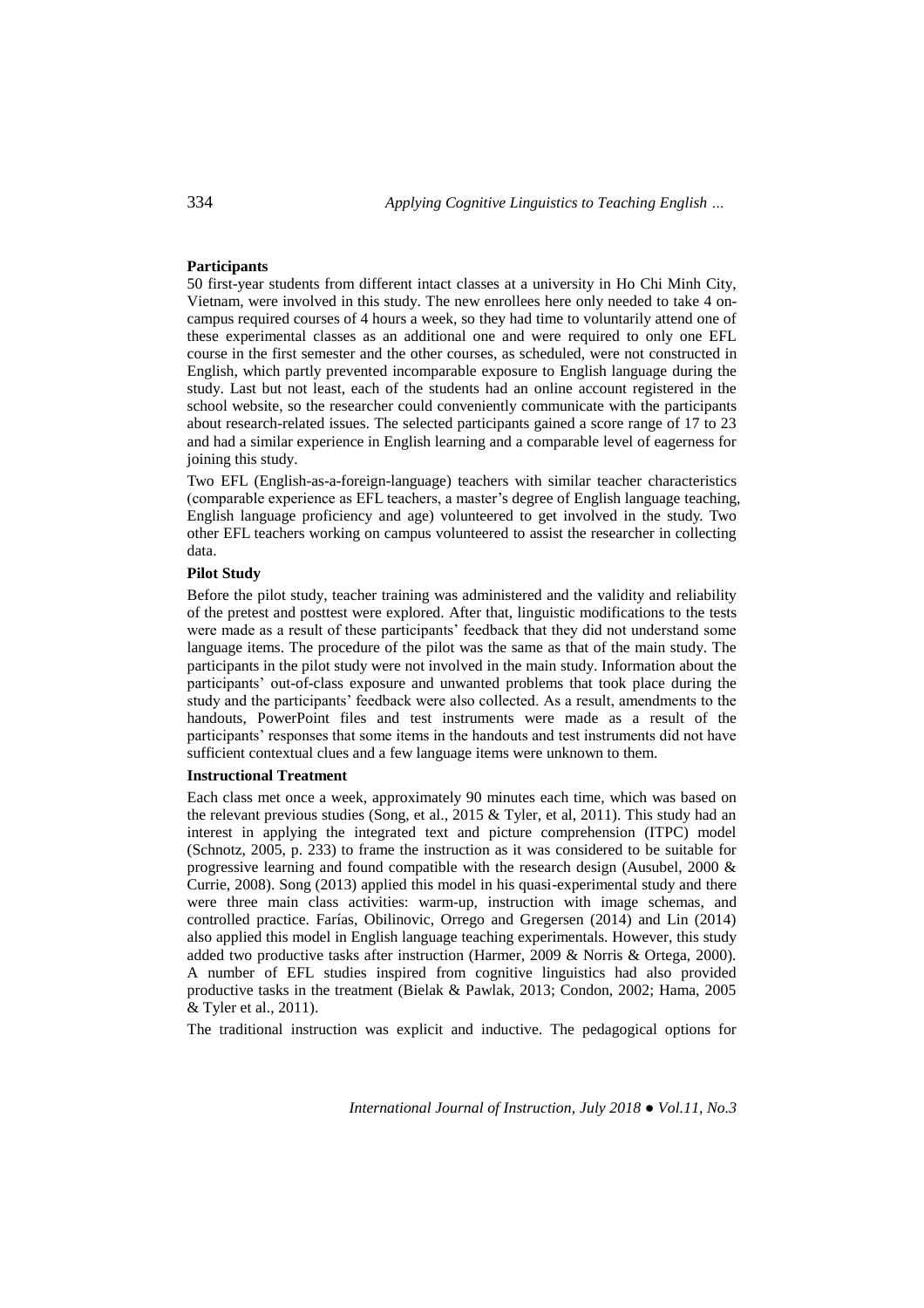**Participants**

50 first-year students from different intact classes at a university in Ho Chi Minh City, Vietnam, were involved in this study. The new enrollees here only needed to take 4 on-campus required courses of 4 hours a week, so they had time to voluntarily attend one of these experimental classes as an additional one and were required to only one EFL course in the first semester and the other courses, as scheduled, were not constructed in English, which partly prevented incomparable exposure to English language during the study. Last but not least, each of the students had an online account registered in the school website, so the researcher could conveniently communicate with the participants about research-related issues. The selected participants gained a score range of 17 to 23 and had a similar experience in English learning and a comparable level of eagerness for joining this study.

Two EFL (English-as-a-foreign-language) teachers with similar teacher characteristics (comparable experience as EFL teachers, a master's degree of English language teaching, English language proficiency and age) volunteered to get involved in the study. Two other EFL teachers working on campus volunteered to assist the researcher in collecting data.

**Pilot Study**

Before the pilot study, teacher training was administered and the validity and reliability of the pretest and posttest were explored. After that, linguistic modifications to the tests were made as a result of these participants' feedback that they did not understand some language items. The procedure of the pilot was the same as that of the main study. The participants in the pilot study were not involved in the main study. Information about the participants' out-of-class exposure and unwanted problems that took place during the study and the participants' feedback were also collected. As a result, amendments to the handouts, PowerPoint files and test instruments were made as a result of the participants' responses that some items in the handouts and test instruments did not have sufficient contextual clues and a few language items were unknown to them.

**Instructional Treatment**

Each class met once a week, approximately 90 minutes each time, which was based on the relevant previous studies (Song, et al., 2015 & Tyler, et al, 2011). This study had an interest in applying the integrated text and picture comprehension (ITPC) model (Schnotz, 2005, p. 233) to frame the instruction as it was considered to be suitable for progressive learning and found compatible with the research design (Ausubel, 2000 & Currie, 2008). Song (2013) applied this model in his quasi-experimental study and there were three main class activities: warm-up, instruction with image schemas, and controlled practice. Farías, Obilinovic, Orrego and Gregersen (2014) and Lin (2014) also applied this model in English language teaching experimentals. However, this study added two productive tasks after instruction (Harmer, 2009 & Norris & Ortega, 2000). A number of EFL studies inspired from cognitive linguistics had also provided productive tasks in the treatment (Bielak & Pawlak, 2013; Condon, 2002; Hama, 2005 & Tyler et al., 2011).

The traditional instruction was explicit and inductive. The pedagogical options for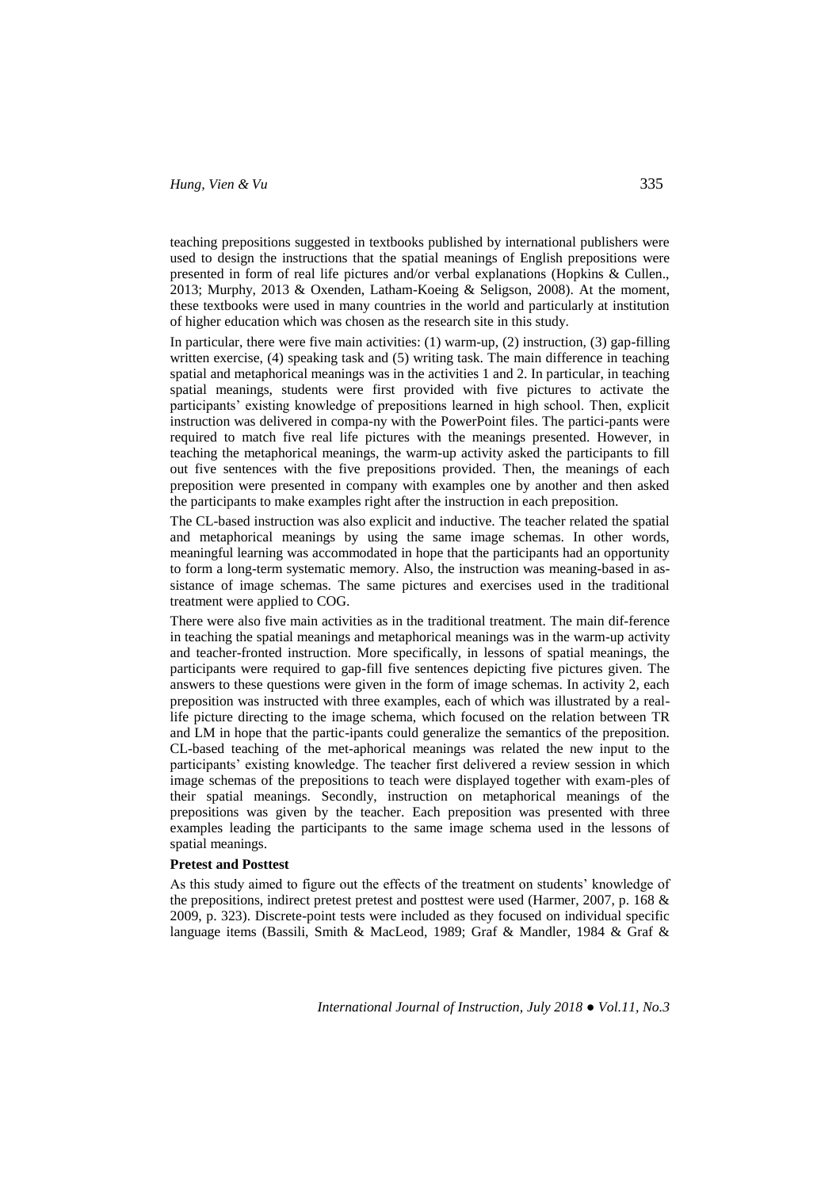teaching prepositions suggested in textbooks published by international publishers were used to design the instructions that the spatial meanings of English prepositions were presented in form of real life pictures and/or verbal explanations (Hopkins & Cullen., 2013; Murphy, 2013 & Oxenden, Latham-Koeing & Seligson, 2008). At the moment, these textbooks were used in many countries in the world and particularly at institution of higher education which was chosen as the research site in this study.

In particular, there were five main activities: (1) warm-up, (2) instruction, (3) gap-filling written exercise, (4) speaking task and (5) writing task. The main difference in teaching spatial and metaphorical meanings was in the activities 1 and 2. In particular, in teaching spatial meanings, students were first provided with five pictures to activate the participants' existing knowledge of prepositions learned in high school. Then, explicit instruction was delivered in compa-ny with the PowerPoint files. The partici-pants were required to match five real life pictures with the meanings presented. However, in teaching the metaphorical meanings, the warm-up activity asked the participants to fill out five sentences with the five prepositions provided. Then, the meanings of each preposition were presented in company with examples one by another and then asked the participants to make examples right after the instruction in each preposition.

The CL-based instruction was also explicit and inductive. The teacher related the spatial and metaphorical meanings by using the same image schemas. In other words, meaningful learning was accommodated in hope that the participants had an opportunity to form a long-term systematic memory. Also, the instruction was meaning-based in as-sistance of image schemas. The same pictures and exercises used in the traditional treatment were applied to COG.

There were also five main activities as in the traditional treatment. The main dif-ference in teaching the spatial meanings and metaphorical meanings was in the warm-up activity and teacher-fronted instruction. More specifically, in lessons of spatial meanings, the participants were required to gap-fill five sentences depicting five pictures given. The answers to these questions were given in the form of image schemas. In activity 2, each preposition was instructed with three examples, each of which was illustrated by a real-life picture directing to the image schema, which focused on the relation between TR and LM in hope that the partic-ipants could generalize the semantics of the preposition. CL-based teaching of the met-aphorical meanings was related the new input to the participants' existing knowledge. The teacher first delivered a review session in which image schemas of the prepositions to teach were displayed together with exam-ples of their spatial meanings. Secondly, instruction on metaphorical meanings of the prepositions was given by the teacher. Each preposition was presented with three examples leading the participants to the same image schema used in the lessons of spatial meanings.

**Pretest and Posttest**

As this study aimed to figure out the effects of the treatment on students' knowledge of the prepositions, indirect pretest pretest and posttest were used (Harmer, 2007, p. 168 & 2009, p. 323). Discrete-point tests were included as they focused on individual specific language items (Bassili, Smith & MacLeod, 1989; Graf & Mandler, 1984 & Graf &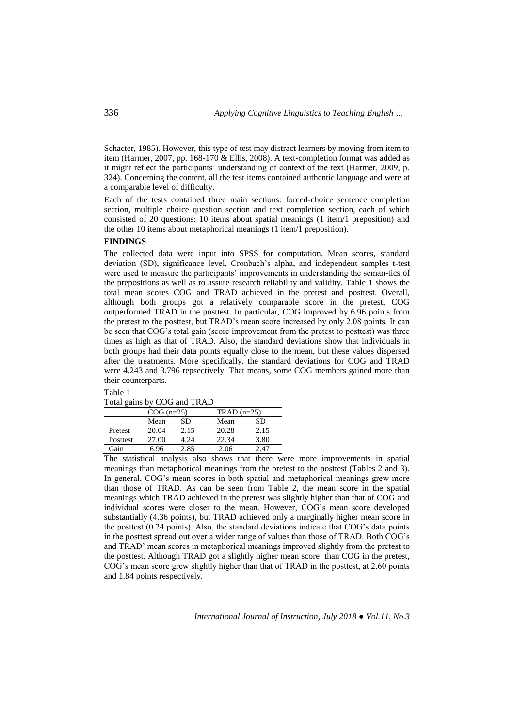Schacter, 1985). However, this type of test may distract learners by moving from item to item (Harmer, 2007, pp. 168-170 & Ellis, 2008). A text-completion format was added as it might reflect the participants' understanding of context of the text (Harmer, 2009, p. 324). Concerning the content, all the test items contained authentic language and were at a comparable level of difficulty.

Each of the tests contained three main sections: forced-choice sentence completion section, multiple choice question section and text completion section, each of which consisted of 20 questions: 10 items about spatial meanings (1 item/1 preposition) and the other 10 items about metaphorical meanings (1 item/1 preposition).

## FINDINGS

The collected data were input into SPSS for computation. Mean scores, standard deviation (SD), significance level, Cronbach's alpha, and independent samples t-test were used to measure the participants' improvements in understanding the seman-tics of the prepositions as well as to assure research reliability and validity. Table 1 shows the total mean scores COG and TRAD achieved in the pretest and posttest. Overall, although both groups got a relatively comparable score in the pretest, COG outperformed TRAD in the posttest. In particular, COG improved by 6.96 points from the pretest to the posttest, but TRAD's mean score increased by only 2.08 points. It can be seen that COG's total gain (score improvement from the pretest to posttest) was three times as high as that of TRAD. Also, the standard deviations show that individuals in both groups had their data points equally close to the mean, but these values dispersed after the treatments. More specifically, the standard deviations for COG and TRAD were 4.243 and 3.796 repsectively. That means, some COG members gained more than their counterparts.

Table 1

Total gains by COG and TRAD

| | COG (n=25) | | TRAD (n=25) | |
|---|---|---|---|---|
| | Mean | SD | Mean | SD |
| Pretest | 20.04 | 2.15 | 20.28 | 2.15 |
| Posttest | 27.00 | 4.24 | 22.34 | 3.80 |
| Gain | 6.96 | 2.85 | 2.06 | 2.47 |

The statistical analysis also shows that there were more improvements in spatial meanings than metaphorical meanings from the pretest to the posttest (Tables 2 and 3). In general, COG's mean scores in both spatial and metaphorical meanings grew more than those of TRAD. As can be seen from Table 2, the mean score in the spatial meanings which TRAD achieved in the pretest was slightly higher than that of COG and individual scores were closer to the mean. However, COG's mean score developed substantially (4.36 points), but TRAD achieved only a marginally higher mean score in the posttest (0.24 points). Also, the standard deviations indicate that COG's data points in the posttest spread out over a wider range of values than those of TRAD. Both COG's and TRAD' mean scores in metaphorical meanings improved slightly from the pretest to the posttest. Although TRAD got a slightly higher mean score than COG in the pretest, COG's mean score grew slightly higher than that of TRAD in the posttest, at 2.60 points and 1.84 points respectively.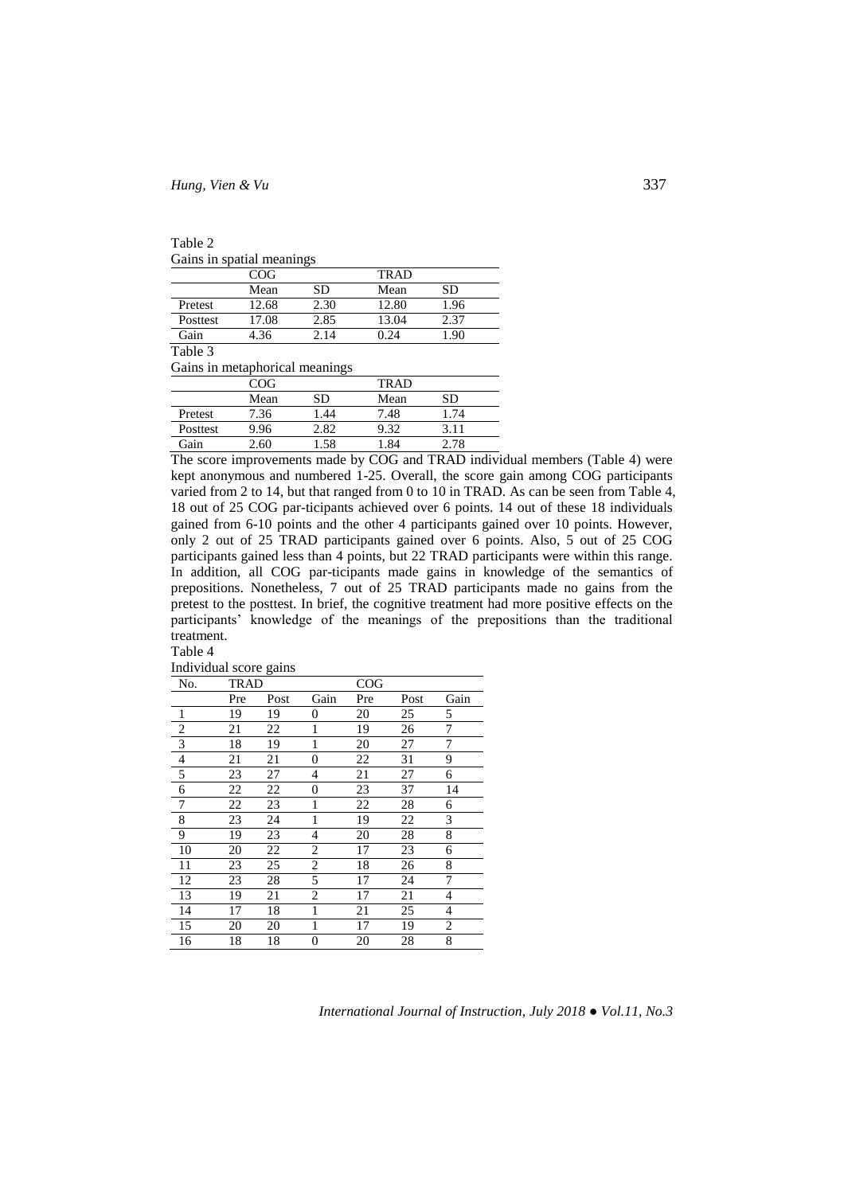Table 2

Gains in spatial meanings

| | COG | | TRAD | |
|---|---|---|---|---|
| | Mean | SD | Mean | SD |
| Pretest | 12.68 | 2.30 | 12.80 | 1.96 |
| Posttest | 17.08 | 2.85 | 13.04 | 2.37 |
| Gain | 4.36 | 2.14 | 0.24 | 1.90 |

Table 3

Gains in metaphorical meanings

| | COG | | TRAD | |
|---|---|---|---|---|
| | Mean | SD | Mean | SD |
| Pretest | 7.36 | 1.44 | 7.48 | 1.74 |
| Posttest | 9.96 | 2.82 | 9.32 | 3.11 |
| Gain | 2.60 | 1.58 | 1.84 | 2.78 |

The score improvements made by COG and TRAD individual members (Table 4) were kept anonymous and numbered 1-25. Overall, the score gain among COG participants varied from 2 to 14, but that ranged from 0 to 10 in TRAD. As can be seen from Table 4, 18 out of 25 COG par-ticipants achieved over 6 points. 14 out of these 18 individuals gained from 6-10 points and the other 4 participants gained over 10 points. However, only 2 out of 25 TRAD participants gained over 6 points. Also, 5 out of 25 COG participants gained less than 4 points, but 22 TRAD participants were within this range. In addition, all COG par-ticipants made gains in knowledge of the semantics of prepositions. Nonetheless, 7 out of 25 TRAD participants made no gains from the pretest to the posttest. In brief, the cognitive treatment had more positive effects on the participants' knowledge of the meanings of the prepositions than the traditional treatment.

Table 4

Individual score gains

| No. | TRAD | | | COG | | |
|---|---|---|---|---|---|---|
| | Pre | Post | Gain | Pre | Post | Gain |
| 1 | 19 | 19 | 0 | 20 | 25 | 5 |
| 2 | 21 | 22 | 1 | 19 | 26 | 7 |
| 3 | 18 | 19 | 1 | 20 | 27 | 7 |
| 4 | 21 | 21 | 0 | 22 | 31 | 9 |
| 5 | 23 | 27 | 4 | 21 | 27 | 6 |
| 6 | 22 | 22 | 0 | 23 | 37 | 14 |
| 7 | 22 | 23 | 1 | 22 | 28 | 6 |
| 8 | 23 | 24 | 1 | 19 | 22 | 3 |
| 9 | 19 | 23 | 4 | 20 | 28 | 8 |
| 10 | 20 | 22 | 2 | 17 | 23 | 6 |
| 11 | 23 | 25 | 2 | 18 | 26 | 8 |
| 12 | 23 | 28 | 5 | 17 | 24 | 7 |
| 13 | 19 | 21 | 2 | 17 | 21 | 4 |
| 14 | 17 | 18 | 1 | 21 | 25 | 4 |
| 15 | 20 | 20 | 1 | 17 | 19 | 2 |
| 16 | 18 | 18 | 0 | 20 | 28 | 8 |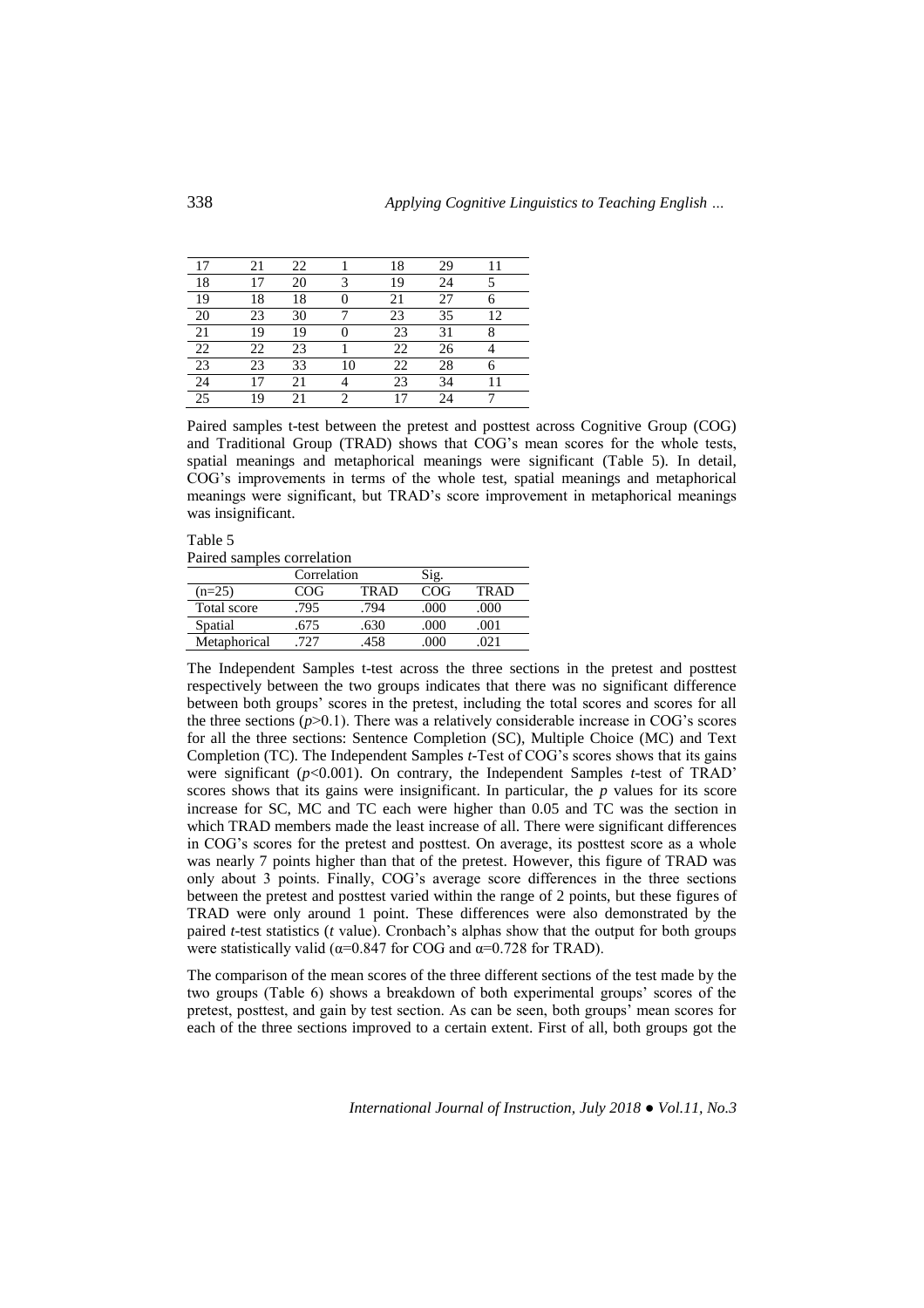| 17 | 21 | 22 | 1 | 18 | 29 | 11 |
|---|---|---|---|---|---|---|
| 18 | 17 | 20 | 3 | 19 | 24 | 5 |
| 19 | 18 | 18 | 0 | 21 | 27 | 6 |
| 20 | 23 | 30 | 7 | 23 | 35 | 12 |
| 21 | 19 | 19 | 0 | 23 | 31 | 8 |
| 22 | 22 | 23 | 1 | 22 | 26 | 4 |
| 23 | 23 | 33 | 10 | 22 | 28 | 6 |
| 24 | 17 | 21 | 4 | 23 | 34 | 11 |
| 25 | 19 | 21 | 2 | 17 | 24 | 7 |

Paired samples t-test between the pretest and posttest across Cognitive Group (COG) and Traditional Group (TRAD) shows that COG's mean scores for the whole tests, spatial meanings and metaphorical meanings were significant (Table 5). In detail, COG's improvements in terms of the whole test, spatial meanings and metaphorical meanings were significant, but TRAD's score improvement in metaphorical meanings was insignificant.

Table 5
Paired samples correlation

| | Correlation | | Sig. | |
|---|---|---|---|---|
| (n=25) | COG | TRAD | COG | TRAD |
| Total score | .795 | .794 | .000 | .000 |
| Spatial | .675 | .630 | .000 | .001 |
| Metaphorical | .727 | .458 | .000 | .021 |

The Independent Samples t-test across the three sections in the pretest and posttest respectively between the two groups indicates that there was no significant difference between both groups' scores in the pretest, including the total scores and scores for all the three sections ($p$>0.1). There was a relatively considerable increase in COG's scores for all the three sections: Sentence Completion (SC), Multiple Choice (MC) and Text Completion (TC). The Independent Samples *t*-Test of COG's scores shows that its gains were significant ($p$<0.001). On contrary, the Independent Samples *t*-test of TRAD' scores shows that its gains were insignificant. In particular, the $p$ values for its score increase for SC, MC and TC each were higher than 0.05 and TC was the section in which TRAD members made the least increase of all. There were significant differences in COG's scores for the pretest and posttest. On average, its posttest score as a whole was nearly 7 points higher than that of the pretest. However, this figure of TRAD was only about 3 points. Finally, COG's average score differences in the three sections between the pretest and posttest varied within the range of 2 points, but these figures of TRAD were only around 1 point. These differences were also demonstrated by the paired *t*-test statistics (*t* value). Cronbach's alphas show that the output for both groups were statistically valid ($\alpha$=0.847 for COG and $\alpha$=0.728 for TRAD).

The comparison of the mean scores of the three different sections of the test made by the two groups (Table 6) shows a breakdown of both experimental groups' scores of the pretest, posttest, and gain by test section. As can be seen, both groups' mean scores for each of the three sections improved to a certain extent. First of all, both groups got the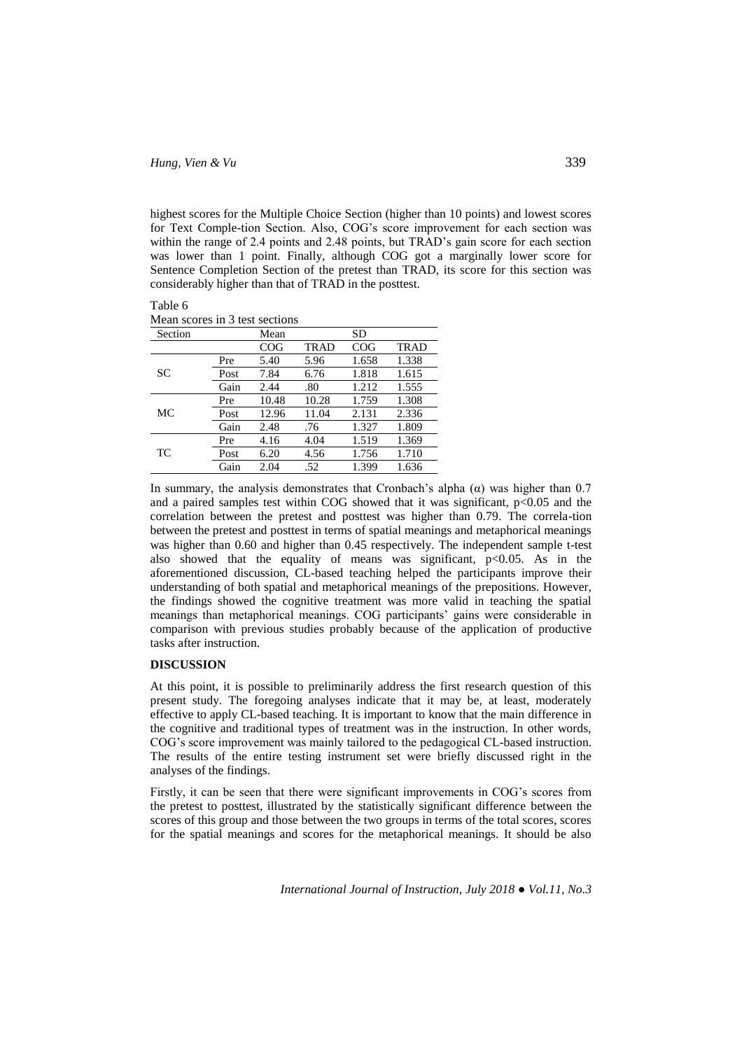highest scores for the Multiple Choice Section (higher than 10 points) and lowest scores for Text Comple-tion Section. Also, COG's score improvement for each section was within the range of 2.4 points and 2.48 points, but TRAD's gain score for each section was lower than 1 point. Finally, although COG got a marginally lower score for Sentence Completion Section of the pretest than TRAD, its score for this section was considerably higher than that of TRAD in the posttest.

Table 6
Mean scores in 3 test sections

| Section | | Mean | | SD | |
|---|---|---|---|---|---|
| | | COG | TRAD | COG | TRAD |
| SC | Pre | 5.40 | 5.96 | 1.658 | 1.338 |
| | Post | 7.84 | 6.76 | 1.818 | 1.615 |
| | Gain | 2.44 | .80 | 1.212 | 1.555 |
| MC | Pre | 10.48 | 10.28 | 1.759 | 1.308 |
| | Post | 12.96 | 11.04 | 2.131 | 2.336 |
| | Gain | 2.48 | .76 | 1.327 | 1.809 |
| TC | Pre | 4.16 | 4.04 | 1.519 | 1.369 |
| | Post | 6.20 | 4.56 | 1.756 | 1.710 |
| | Gain | 2.04 | .52 | 1.399 | 1.636 |

In summary, the analysis demonstrates that Cronbach's alpha ($\alpha$) was higher than 0.7 and a paired samples test within COG showed that it was significant, $p<0.05$ and the correlation between the pretest and posttest was higher than 0.79. The correla-tion between the pretest and posttest in terms of spatial meanings and metaphorical meanings was higher than 0.60 and higher than 0.45 respectively. The independent sample t-test also showed that the equality of means was significant, $p<0.05$. As in the aforementioned discussion, CL-based teaching helped the participants improve their understanding of both spatial and metaphorical meanings of the prepositions. However, the findings showed the cognitive treatment was more valid in teaching the spatial meanings than metaphorical meanings. COG participants' gains were considerable in comparison with previous studies probably because of the application of productive tasks after instruction.

## DISCUSSION

At this point, it is possible to preliminarily address the first research question of this present study. The foregoing analyses indicate that it may be, at least, moderately effective to apply CL-based teaching. It is important to know that the main difference in the cognitive and traditional types of treatment was in the instruction. In other words, COG's score improvement was mainly tailored to the pedagogical CL-based instruction. The results of the entire testing instrument set were briefly discussed right in the analyses of the findings.

Firstly, it can be seen that there were significant improvements in COG's scores from the pretest to posttest, illustrated by the statistically significant difference between the scores of this group and those between the two groups in terms of the total scores, scores for the spatial meanings and scores for the metaphorical meanings. It should be also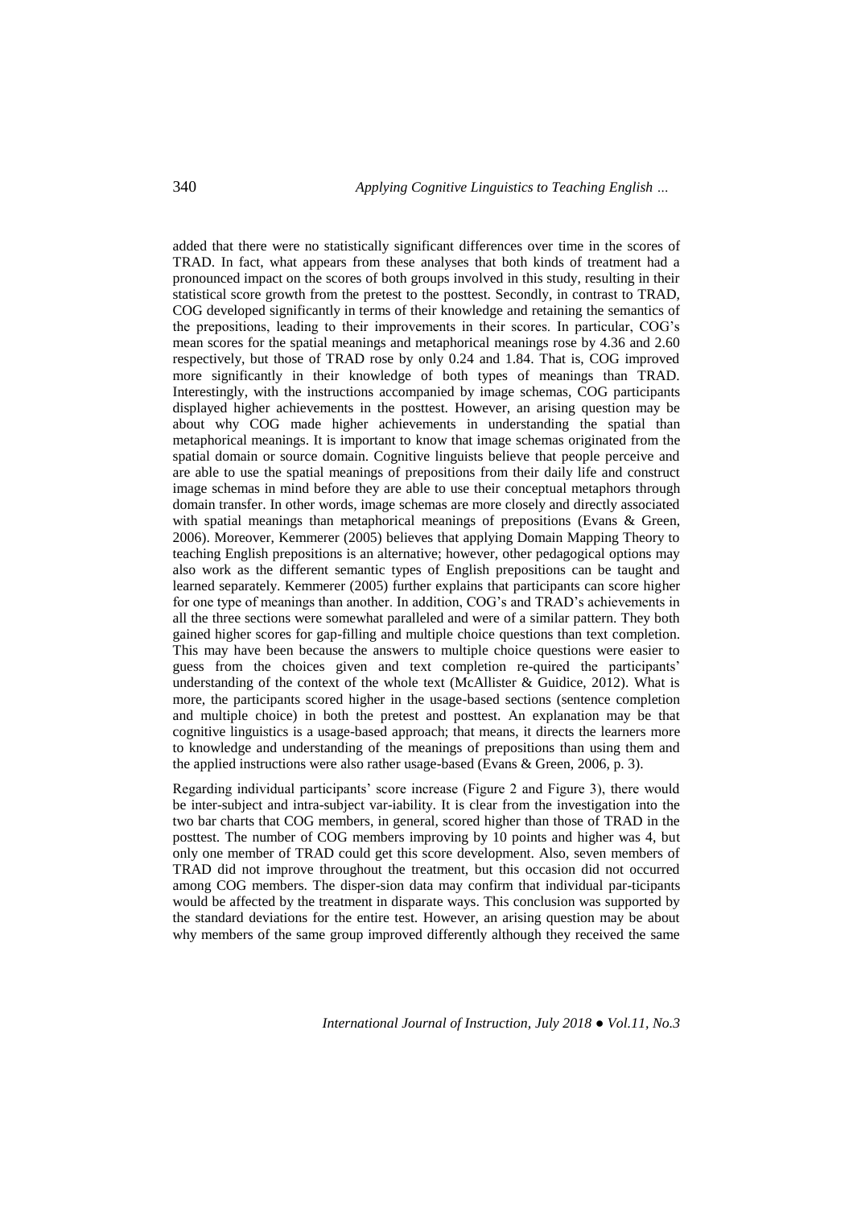added that there were no statistically significant differences over time in the scores of TRAD. In fact, what appears from these analyses that both kinds of treatment had a pronounced impact on the scores of both groups involved in this study, resulting in their statistical score growth from the pretest to the posttest. Secondly, in contrast to TRAD, COG developed significantly in terms of their knowledge and retaining the semantics of the prepositions, leading to their improvements in their scores. In particular, COG's mean scores for the spatial meanings and metaphorical meanings rose by 4.36 and 2.60 respectively, but those of TRAD rose by only 0.24 and 1.84. That is, COG improved more significantly in their knowledge of both types of meanings than TRAD. Interestingly, with the instructions accompanied by image schemas, COG participants displayed higher achievements in the posttest. However, an arising question may be about why COG made higher achievements in understanding the spatial than metaphorical meanings. It is important to know that image schemas originated from the spatial domain or source domain. Cognitive linguists believe that people perceive and are able to use the spatial meanings of prepositions from their daily life and construct image schemas in mind before they are able to use their conceptual metaphors through domain transfer. In other words, image schemas are more closely and directly associated with spatial meanings than metaphorical meanings of prepositions (Evans & Green, 2006). Moreover, Kemmerer (2005) believes that applying Domain Mapping Theory to teaching English prepositions is an alternative; however, other pedagogical options may also work as the different semantic types of English prepositions can be taught and learned separately. Kemmerer (2005) further explains that participants can score higher for one type of meanings than another. In addition, COG's and TRAD's achievements in all the three sections were somewhat paralleled and were of a similar pattern. They both gained higher scores for gap-filling and multiple choice questions than text completion. This may have been because the answers to multiple choice questions were easier to guess from the choices given and text completion re-quired the participants' understanding of the context of the whole text (McAllister & Guidice, 2012). What is more, the participants scored higher in the usage-based sections (sentence completion and multiple choice) in both the pretest and posttest. An explanation may be that cognitive linguistics is a usage-based approach; that means, it directs the learners more to knowledge and understanding of the meanings of prepositions than using them and the applied instructions were also rather usage-based (Evans & Green, 2006, p. 3).

Regarding individual participants' score increase (Figure 2 and Figure 3), there would be inter-subject and intra-subject var-iability. It is clear from the investigation into the two bar charts that COG members, in general, scored higher than those of TRAD in the posttest. The number of COG members improving by 10 points and higher was 4, but only one member of TRAD could get this score development. Also, seven members of TRAD did not improve throughout the treatment, but this occasion did not occurred among COG members. The disper-sion data may confirm that individual par-ticipants would be affected by the treatment in disparate ways. This conclusion was supported by the standard deviations for the entire test. However, an arising question may be about why members of the same group improved differently although they received the same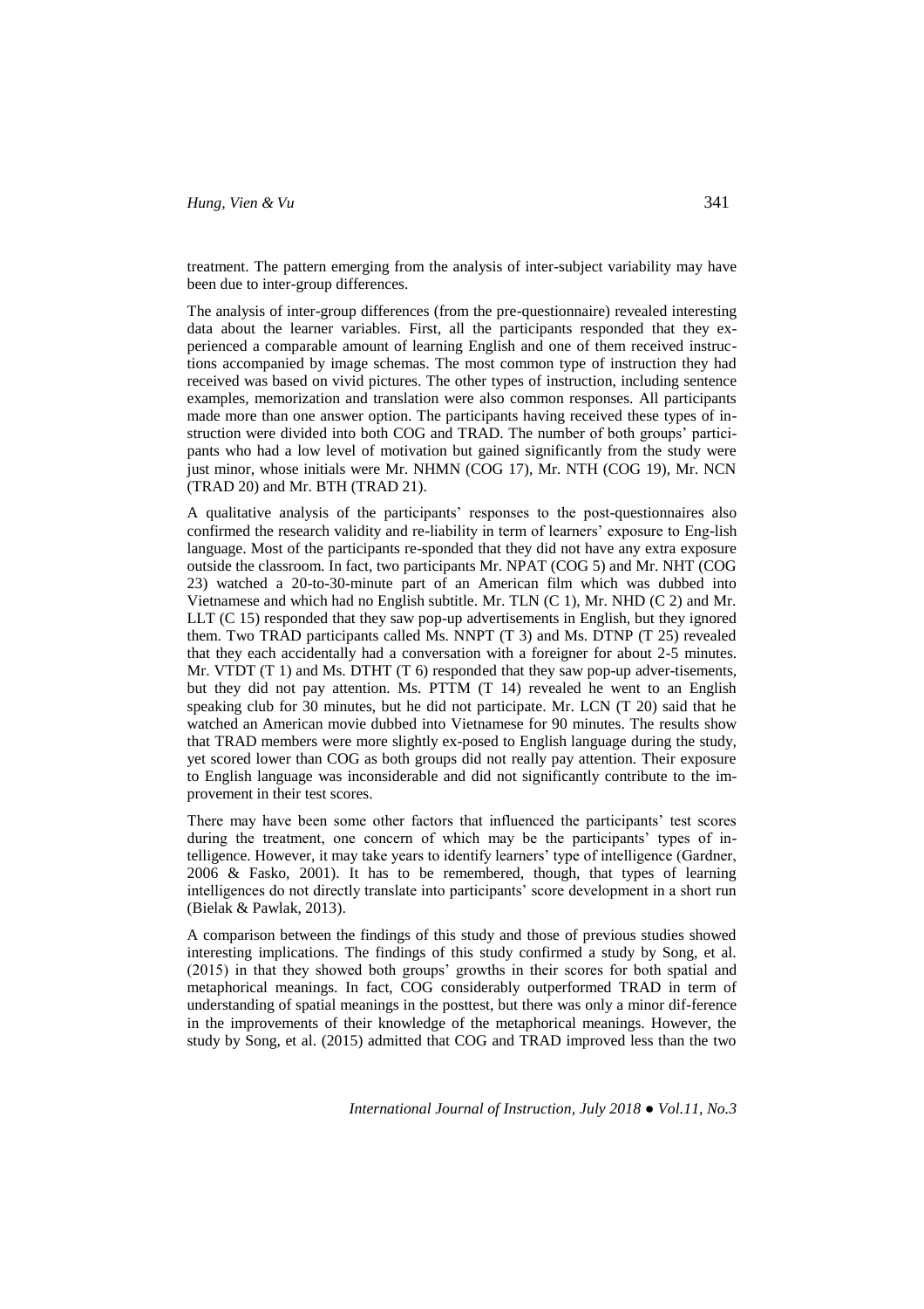treatment. The pattern emerging from the analysis of inter-subject variability may have been due to inter-group differences.

The analysis of inter-group differences (from the pre-questionnaire) revealed interesting data about the learner variables. First, all the participants responded that they experienced a comparable amount of learning English and one of them received instructions accompanied by image schemas. The most common type of instruction they had received was based on vivid pictures. The other types of instruction, including sentence examples, memorization and translation were also common responses. All participants made more than one answer option. The participants having received these types of instruction were divided into both COG and TRAD. The number of both groups' participants who had a low level of motivation but gained significantly from the study were just minor, whose initials were Mr. NHMN (COG 17), Mr. NTH (COG 19), Mr. NCN (TRAD 20) and Mr. BTH (TRAD 21).

A qualitative analysis of the participants' responses to the post-questionnaires also confirmed the research validity and re-liability in term of learners' exposure to Eng-lish language. Most of the participants re-sponded that they did not have any extra exposure outside the classroom. In fact, two participants Mr. NPAT (COG 5) and Mr. NHT (COG 23) watched a 20-to-30-minute part of an American film which was dubbed into Vietnamese and which had no English subtitle. Mr. TLN (C 1), Mr. NHD (C 2) and Mr. LLT (C 15) responded that they saw pop-up advertisements in English, but they ignored them. Two TRAD participants called Ms. NNPT (T 3) and Ms. DTNP (T 25) revealed that they each accidentally had a conversation with a foreigner for about 2-5 minutes. Mr. VTDT (T 1) and Ms. DTHT (T 6) responded that they saw pop-up adver-tisements, but they did not pay attention. Ms. PTTM (T 14) revealed he went to an English speaking club for 30 minutes, but he did not participate. Mr. LCN (T 20) said that he watched an American movie dubbed into Vietnamese for 90 minutes. The results show that TRAD members were more slightly ex-posed to English language during the study, yet scored lower than COG as both groups did not really pay attention. Their exposure to English language was inconsiderable and did not significantly contribute to the improvement in their test scores.

There may have been some other factors that influenced the participants' test scores during the treatment, one concern of which may be the participants' types of intelligence. However, it may take years to identify learners' type of intelligence (Gardner, 2006 & Fasko, 2001). It has to be remembered, though, that types of learning intelligences do not directly translate into participants' score development in a short run (Bielak & Pawlak, 2013).

A comparison between the findings of this study and those of previous studies showed interesting implications. The findings of this study confirmed a study by Song, et al. (2015) in that they showed both groups' growths in their scores for both spatial and metaphorical meanings. In fact, COG considerably outperformed TRAD in term of understanding of spatial meanings in the posttest, but there was only a minor dif-ference in the improvements of their knowledge of the metaphorical meanings. However, the study by Song, et al. (2015) admitted that COG and TRAD improved less than the two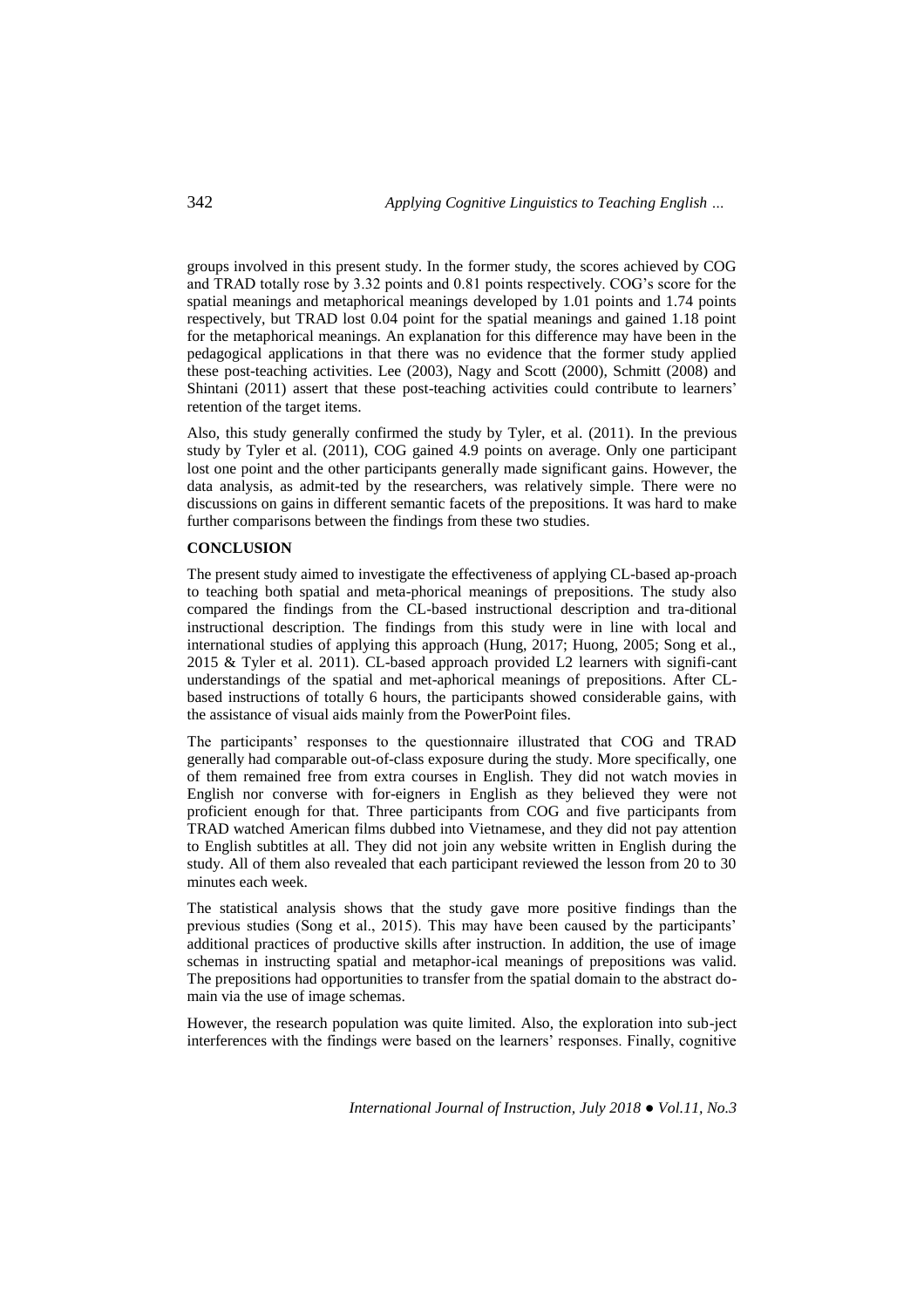groups involved in this present study. In the former study, the scores achieved by COG and TRAD totally rose by 3.32 points and 0.81 points respectively. COG's score for the spatial meanings and metaphorical meanings developed by 1.01 points and 1.74 points respectively, but TRAD lost 0.04 point for the spatial meanings and gained 1.18 point for the metaphorical meanings. An explanation for this difference may have been in the pedagogical applications in that there was no evidence that the former study applied these post-teaching activities. Lee (2003), Nagy and Scott (2000), Schmitt (2008) and Shintani (2011) assert that these post-teaching activities could contribute to learners' retention of the target items.

Also, this study generally confirmed the study by Tyler, et al. (2011). In the previous study by Tyler et al. (2011), COG gained 4.9 points on average. Only one participant lost one point and the other participants generally made significant gains. However, the data analysis, as admit-ted by the researchers, was relatively simple. There were no discussions on gains in different semantic facets of the prepositions. It was hard to make further comparisons between the findings from these two studies.

## CONCLUSION

The present study aimed to investigate the effectiveness of applying CL-based ap-proach to teaching both spatial and meta-phorical meanings of prepositions. The study also compared the findings from the CL-based instructional description and tra-ditional instructional description. The findings from this study were in line with local and international studies of applying this approach (Hung, 2017; Huong, 2005; Song et al., 2015 & Tyler et al. 2011). CL-based approach provided L2 learners with signifi-cant understandings of the spatial and met-aphorical meanings of prepositions. After CL-based instructions of totally 6 hours, the participants showed considerable gains, with the assistance of visual aids mainly from the PowerPoint files.

The participants' responses to the questionnaire illustrated that COG and TRAD generally had comparable out-of-class exposure during the study. More specifically, one of them remained free from extra courses in English. They did not watch movies in English nor converse with for-eigners in English as they believed they were not proficient enough for that. Three participants from COG and five participants from TRAD watched American films dubbed into Vietnamese, and they did not pay attention to English subtitles at all. They did not join any website written in English during the study. All of them also revealed that each participant reviewed the lesson from 20 to 30 minutes each week.

The statistical analysis shows that the study gave more positive findings than the previous studies (Song et al., 2015). This may have been caused by the participants' additional practices of productive skills after instruction. In addition, the use of image schemas in instructing spatial and metaphor-ical meanings of prepositions was valid. The prepositions had opportunities to transfer from the spatial domain to the abstract do-main via the use of image schemas.

However, the research population was quite limited. Also, the exploration into sub-ject interferences with the findings were based on the learners' responses. Finally, cognitive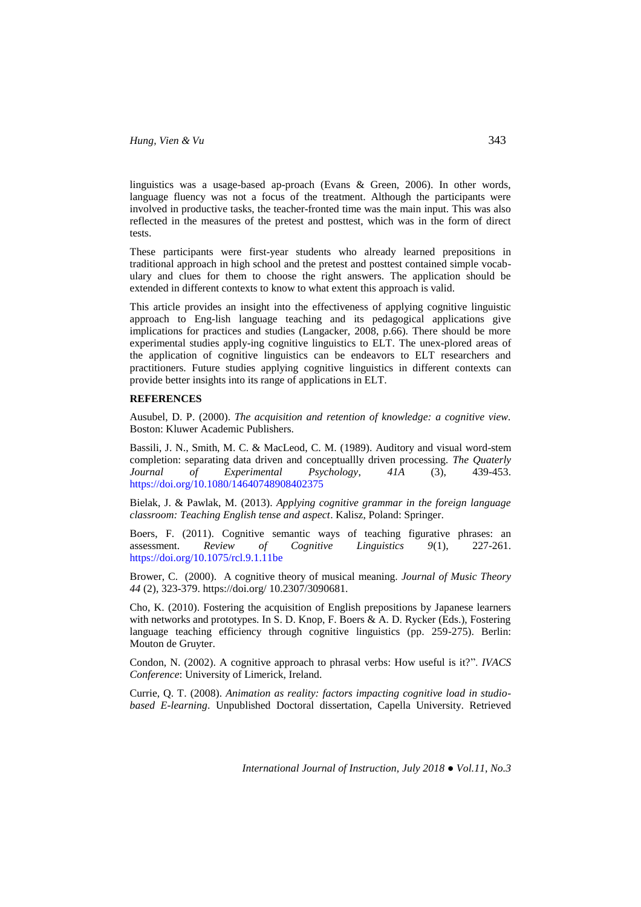linguistics was a usage-based ap-proach (Evans & Green, 2006). In other words, language fluency was not a focus of the treatment. Although the participants were involved in productive tasks, the teacher-fronted time was the main input. This was also reflected in the measures of the pretest and posttest, which was in the form of direct tests.

These participants were first-year students who already learned prepositions in traditional approach in high school and the pretest and posttest contained simple vocab-ulary and clues for them to choose the right answers. The application should be extended in different contexts to know to what extent this approach is valid.

This article provides an insight into the effectiveness of applying cognitive linguistic approach to Eng-lish language teaching and its pedagogical applications give implications for practices and studies (Langacker, 2008, p.66). There should be more experimental studies apply-ing cognitive linguistics to ELT. The unex-plored areas of the application of cognitive linguistics can be endeavors to ELT researchers and practitioners. Future studies applying cognitive linguistics in different contexts can provide better insights into its range of applications in ELT.

## REFERENCES

Ausubel, D. P. (2000). *The acquisition and retention of knowledge: a cognitive view*. Boston: Kluwer Academic Publishers.

Bassili, J. N., Smith, M. C. & MacLeod, C. M. (1989). Auditory and visual word-stem completion: separating data driven and conceptuallly driven processing. *The Quaterly Journal of Experimental Psychology*, *41A* (3), 439-453. https://doi.org/10.1080/14640748908402375

Bielak, J. & Pawlak, M. (2013). *Applying cognitive grammar in the foreign language classroom: Teaching English tense and aspect*. Kalisz, Poland: Springer.

Boers, F. (2011). Cognitive semantic ways of teaching figurative phrases: an assessment. *Review of Cognitive Linguistics 9*(1), 227-261. https://doi.org/10.1075/rcl.9.1.11be

Brower, C. (2000). A cognitive theory of musical meaning. *Journal of Music Theory 44* (2), 323-379. https://doi.org/ 10.2307/3090681.

Cho, K. (2010). Fostering the acquisition of English prepositions by Japanese learners with networks and prototypes. In S. D. Knop, F. Boers & A. D. Rycker (Eds.), Fostering language teaching efficiency through cognitive linguistics (pp. 259-275). Berlin: Mouton de Gruyter.

Condon, N. (2002). A cognitive approach to phrasal verbs: How useful is it?". *IVACS Conference*: University of Limerick, Ireland.

Currie, Q. T. (2008). *Animation as reality: factors impacting cognitive load in studio-based E-learning*. Unpublished Doctoral dissertation, Capella University. Retrieved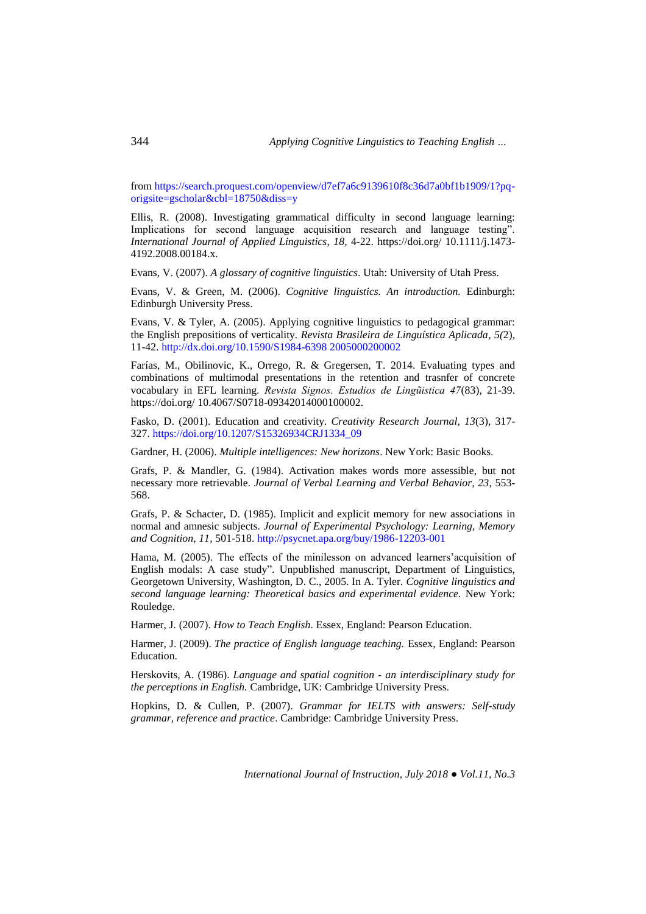from https://search.proquest.com/openview/d7ef7a6c9139610f8c36d7a0bf1b1909/1?pq-origsite=gscholar&cbl=18750&diss=y

Ellis, R. (2008). Investigating grammatical difficulty in second language learning: Implications for second language acquisition research and language testing". *International Journal of Applied Linguistics, 18,* 4-22. https://doi.org/ 10.1111/j.1473-4192.2008.00184.x.

Evans, V. (2007). *A glossary of cognitive linguistics*. Utah: University of Utah Press.

Evans, V. & Green, M. (2006). *Cognitive linguistics. An introduction.* Edinburgh: Edinburgh University Press.

Evans, V. & Tyler, A. (2005). Applying cognitive linguistics to pedagogical grammar: the English prepositions of verticality. *Revista Brasileira de Linguística Aplicada, 5*(2), 11-42. http://dx.doi.org/10.1590/S1984-6398 2005000200002

Farías, M., Obilinovic, K., Orrego, R. & Gregersen, T. 2014. Evaluating types and combinations of multimodal presentations in the retention and trasnfer of concrete vocabulary in EFL learning. *Revista Signos. Estudios de Lingüística 47*(83), 21-39. https://doi.org/ 10.4067/S0718-09342014000100002.

Fasko, D. (2001). Education and creativity. *Creativity Research Journal, 13*(3), 317-327. https://doi.org/10.1207/S15326934CRJ1334_09

Gardner, H. (2006). *Multiple intelligences: New horizons*. New York: Basic Books.

Grafs, P. & Mandler, G. (1984). Activation makes words more assessible, but not necessary more retrievable. *Journal of Verbal Learning and Verbal Behavior, 23,* 553-568.

Grafs, P. & Schacter, D. (1985). Implicit and explicit memory for new associations in normal and amnesic subjects. *Journal of Experimental Psychology: Learning, Memory and Cognition, 11,* 501-518. http://psycnet.apa.org/buy/1986-12203-001

Hama, M. (2005). The effects of the minilesson on advanced learners'acquisition of English modals: A case study". Unpublished manuscript, Department of Linguistics, Georgetown University, Washington, D. C., 2005. In A. Tyler. *Cognitive linguistics and second language learning: Theoretical basics and experimental evidence.* New York: Rouledge.

Harmer, J. (2007). *How to Teach English*. Essex, England: Pearson Education.

Harmer, J. (2009). *The practice of English language teaching.* Essex, England: Pearson Education.

Herskovits, A. (1986). *Language and spatial cognition - an interdisciplinary study for the perceptions in English.* Cambridge, UK: Cambridge University Press.

Hopkins, D. & Cullen, P. (2007). *Grammar for IELTS with answers: Self-study grammar, reference and practice*. Cambridge: Cambridge University Press.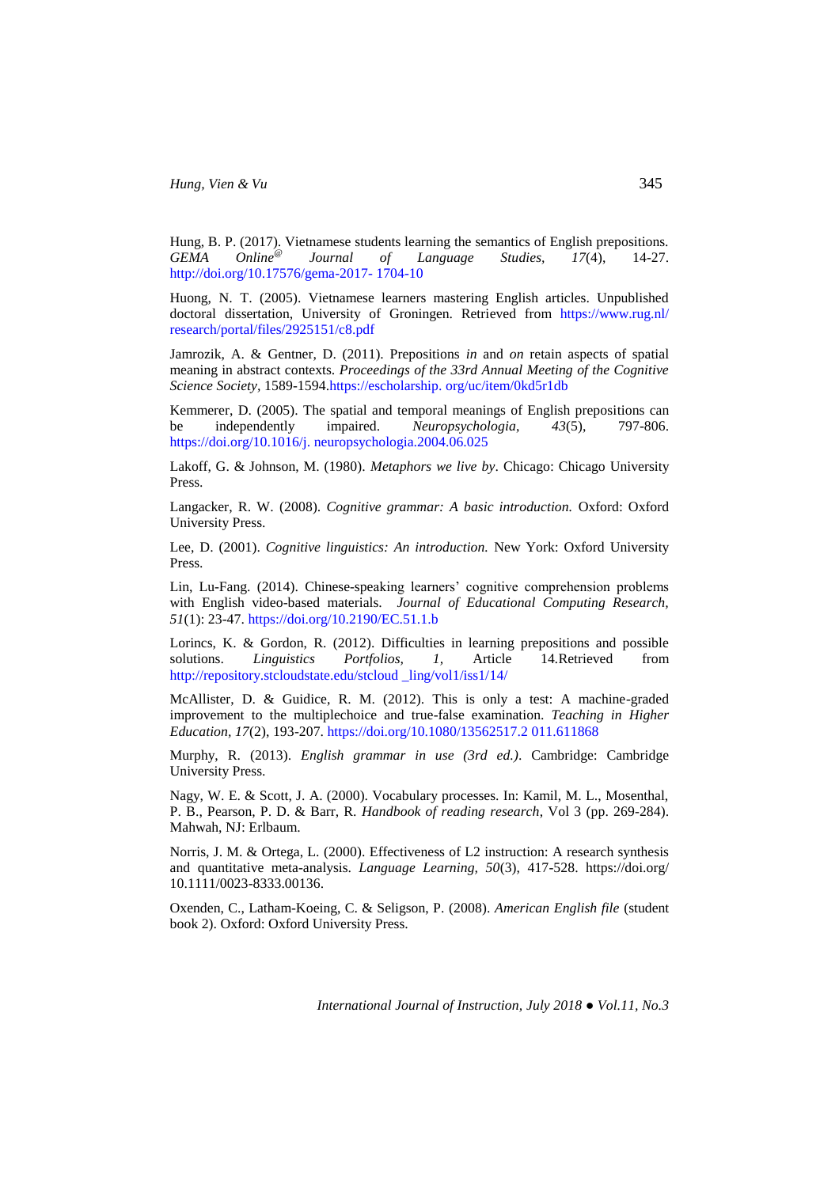Hung, B. P. (2017). Vietnamese students learning the semantics of English prepositions. *GEMA Online*[@] *Journal of Language Studies*, *17*(4), 14-27. http://doi.org/10.17576/gema-2017- 1704-10

Huong, N. T. (2005). Vietnamese learners mastering English articles. Unpublished doctoral dissertation, University of Groningen. Retrieved from https://www.rug.nl/ research/portal/files/2925151/c8.pdf

Jamrozik, A. & Gentner, D. (2011). Prepositions *in* and *on* retain aspects of spatial meaning in abstract contexts. *Proceedings of the 33rd Annual Meeting of the Cognitive Science Society*, 1589-1594.https://escholarship. org/uc/item/0kd5r1db

Kemmerer, D. (2005). The spatial and temporal meanings of English prepositions can be independently impaired. *Neuropsychologia*, *43*(5), 797-806. https://doi.org/10.1016/j. neuropsychologia.2004.06.025

Lakoff, G. & Johnson, M. (1980). *Metaphors we live by*. Chicago: Chicago University Press.

Langacker, R. W. (2008). *Cognitive grammar: A basic introduction.* Oxford: Oxford University Press.

Lee, D. (2001). *Cognitive linguistics: An introduction.* New York: Oxford University Press.

Lin, Lu-Fang. (2014). Chinese-speaking learners' cognitive comprehension problems with English video-based materials. *Journal of Educational Computing Research*, *51*(1): 23-47. https://doi.org/10.2190/EC.51.1.b

Lorincs, K. & Gordon, R. (2012). Difficulties in learning prepositions and possible solutions. *Linguistics Portfolios*, *1*, Article 14.Retrieved from http://repository.stcloudstate.edu/stcloud _ling/vol1/iss1/14/

McAllister, D. & Guidice, R. M. (2012). This is only a test: A machine-graded improvement to the multiplechoice and true-false examination. *Teaching in Higher Education*, *17*(2), 193-207. https://doi.org/10.1080/13562517.2 011.611868

Murphy, R. (2013). *English grammar in use (3rd ed.)*. Cambridge: Cambridge University Press.

Nagy, W. E. & Scott, J. A. (2000). Vocabulary processes. In: Kamil, M. L., Mosenthal, P. B., Pearson, P. D. & Barr, R. *Handbook of reading research*, Vol 3 (pp. 269-284). Mahwah, NJ: Erlbaum.

Norris, J. M. & Ortega, L. (2000). Effectiveness of L2 instruction: A research synthesis and quantitative meta-analysis. *Language Learning*, *50*(3), 417-528. https://doi.org/ 10.1111/0023-8333.00136.

Oxenden, C., Latham-Koeing, C. & Seligson, P. (2008). *American English file* (student book 2). Oxford: Oxford University Press.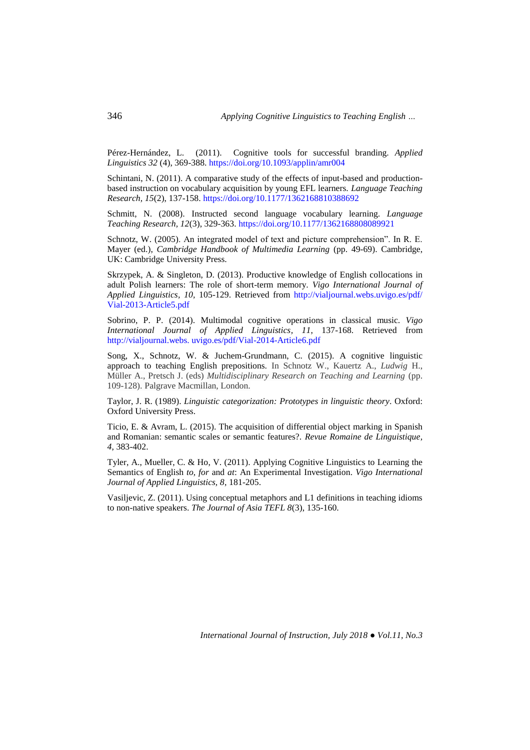Pérez-Hernández, L. (2011). Cognitive tools for successful branding. *Applied Linguistics 32* (4), 369-388. https://doi.org/10.1093/applin/amr004

Schintani, N. (2011). A comparative study of the effects of input-based and production-based instruction on vocabulary acquisition by young EFL learners. *Language Teaching Research, 15*(2), 137-158. https://doi.org/10.1177/1362168810388692

Schmitt, N. (2008). Instructed second language vocabulary learning. *Language Teaching Research, 12*(3), 329-363. https://doi.org/10.1177/1362168808089921

Schnotz, W. (2005). An integrated model of text and picture comprehension". In R. E. Mayer (ed.), *Cambridge Handbook of Multimedia Learning* (pp. 49-69). Cambridge, UK: Cambridge University Press.

Skrzypek, A. & Singleton, D. (2013). Productive knowledge of English collocations in adult Polish learners: The role of short-term memory. *Vigo International Journal of Applied Linguistics*, *10*, 105-129. Retrieved from http://vialjournal.webs.uvigo.es/pdf/Vial-2013-Article5.pdf

Sobrino, P. P. (2014). Multimodal cognitive operations in classical music. *Vigo International Journal of Applied Linguistics*, *11*, 137-168. Retrieved from http://vialjournal.webs. uvigo.es/pdf/Vial-2014-Article6.pdf

Song, X., Schnotz, W. & Juchem-Grundmann, C. (2015). A cognitive linguistic approach to teaching English prepositions. In Schnotz W., Kauertz A., *Ludwig* H., Müller A., Pretsch J. (eds) *Multidisciplinary Research on Teaching and Learning* (pp. 109-128). Palgrave Macmillan, London.

Taylor, J. R. (1989). *Linguistic categorization: Prototypes in linguistic theory*. Oxford: Oxford University Press.

Ticio, E. & Avram, L. (2015). The acquisition of differential object marking in Spanish and Romanian: semantic scales or semantic features?. *Revue Romaine de Linguistique*, *4*, 383-402.

Tyler, A., Mueller, C. & Ho, V. (2011). Applying Cognitive Linguistics to Learning the Semantics of English *to*, *for* and *at*: An Experimental Investigation. *Vigo International Journal of Applied Linguistics*, *8*, 181-205.

Vasiljevic, Z. (2011). Using conceptual metaphors and L1 definitions in teaching idioms to non-native speakers. *The Journal of Asia TEFL 8*(3), 135-160.